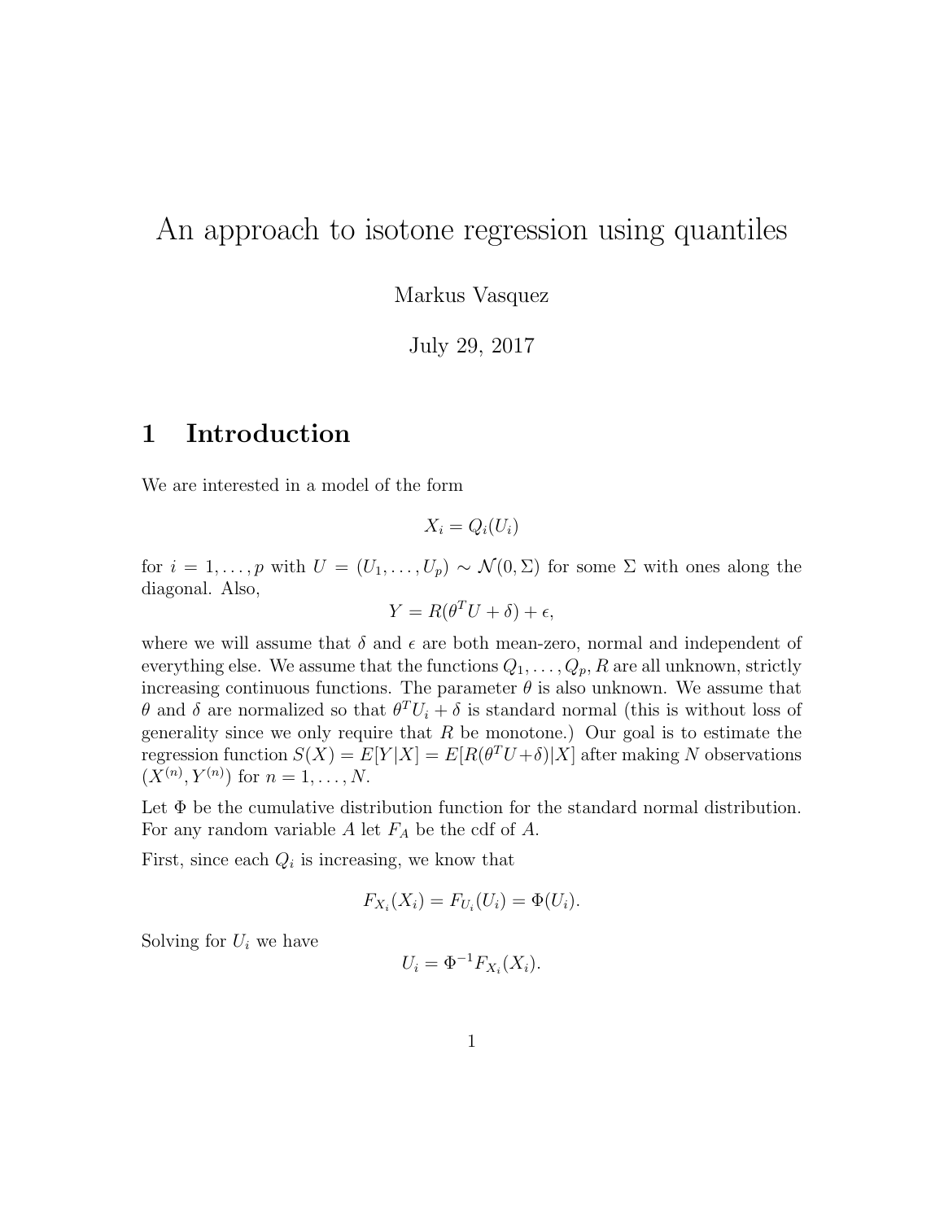# An approach to isotone regression using quantiles

Markus Vasquez

July 29, 2017

## 1 Introduction

We are interested in a model of the form

$$X_i = Q_i(U_i)$$

for $i = 1, \ldots, p$ with $U = (U_1, \ldots, U_p) \sim \mathcal{N}(0, \Sigma)$ for some $\Sigma$ with ones along the diagonal. Also,

$$Y = R(\theta^T U + \delta) + \epsilon,$$

where we will assume that $\delta$ and $\epsilon$ are both mean-zero, normal and independent of everything else. We assume that the functions $Q_1, \ldots, Q_p, R$ are all unknown, strictly increasing continuous functions. The parameter $\theta$ is also unknown. We assume that $\theta$ and $\delta$ are normalized so that $\theta^T U_i + \delta$ is standard normal (this is without loss of generality since we only require that $R$ be monotone.) Our goal is to estimate the regression function $S(X) = E[Y|X] = E[R(\theta^T U + \delta)|X]$ after making $N$ observations $(X^{(n)}, Y^{(n)})$ for $n = 1, \ldots, N$.

Let $\Phi$ be the cumulative distribution function for the standard normal distribution. For any random variable $A$ let $F_A$ be the cdf of $A$.

First, since each $Q_i$ is increasing, we know that

$$F_{X_i}(X_i) = F_{U_i}(U_i) = \Phi(U_i).$$

Solving for $U_i$ we have

$$U_i = \Phi^{-1} F_{X_i}(X_i).$$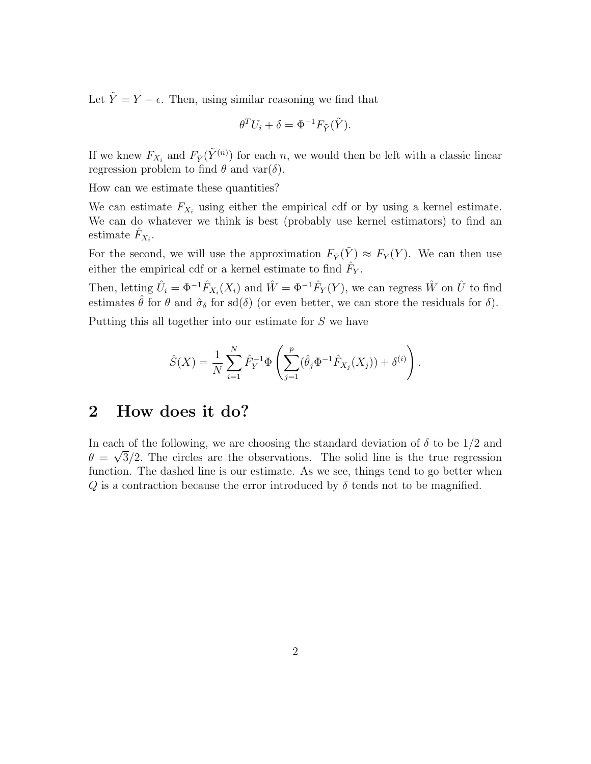Let $\tilde{Y} = Y - \epsilon$. Then, using similar reasoning we find that

$$\theta^T U_i + \delta = \Phi^{-1} F_{\tilde{Y}}(\tilde{Y}).$$

If we knew $F_{X_i}$ and $F_{\tilde{Y}}(\tilde{Y}^{(n)})$ for each $n$, we would then be left with a classic linear regression problem to find $\theta$ and $\text{var}(\delta)$.

How can we estimate these quantities?

We can estimate $F_{X_i}$ using either the empirical cdf or by using a kernel estimate. We can do whatever we think is best (probably use kernel estimators) to find an estimate $\hat{F}_{X_i}$.

For the second, we will use the approximation $F_{\tilde{Y}}(\tilde{Y}) \approx F_Y(Y)$. We can then use either the empirical cdf or a kernel estimate to find $\hat{F}_Y$.

Then, letting $\hat{U}_i = \Phi^{-1} \hat{F}_{X_i}(X_i)$ and $\hat{W} = \Phi^{-1} \hat{F}_Y(Y)$, we can regress $\hat{W}$ on $\hat{U}$ to find estimates $\hat{\theta}$ for $\theta$ and $\hat{\sigma}_\delta$ for $\text{sd}(\delta)$ (or even better, we can store the residuals for $\delta$).

Putting this all together into our estimate for $S$ we have

$$\hat{S}(X) = \frac{1}{N} \sum_{i=1}^{N} \hat{F}_Y^{-1} \Phi \left( \sum_{j=1}^{p} (\hat{\theta}_j \Phi^{-1} \hat{F}_{X_j}(X_j)) + \delta^{(i)} \right).$$

## 2 How does it do?

In each of the following, we are choosing the standard deviation of $\delta$ to be $1/2$ and $\theta = \sqrt{3}/2$. The circles are the observations. The solid line is the true regression function. The dashed line is our estimate. As we see, things tend to go better when $Q$ is a contraction because the error introduced by $\delta$ tends not to be magnified.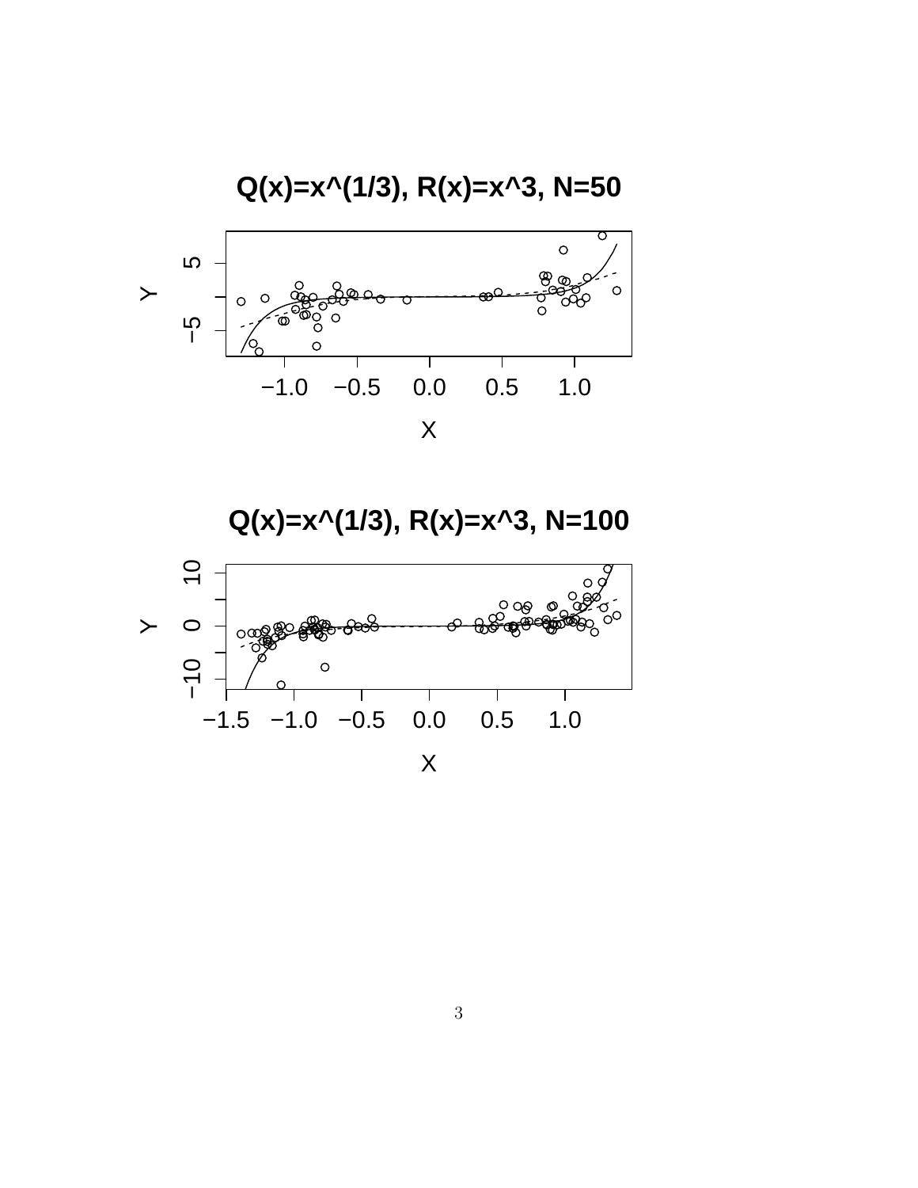**Q(x)=x^(1/3), R(x)=x^3, N=50**

**Q(x)=x^(1/3), R(x)=x^3, N=100**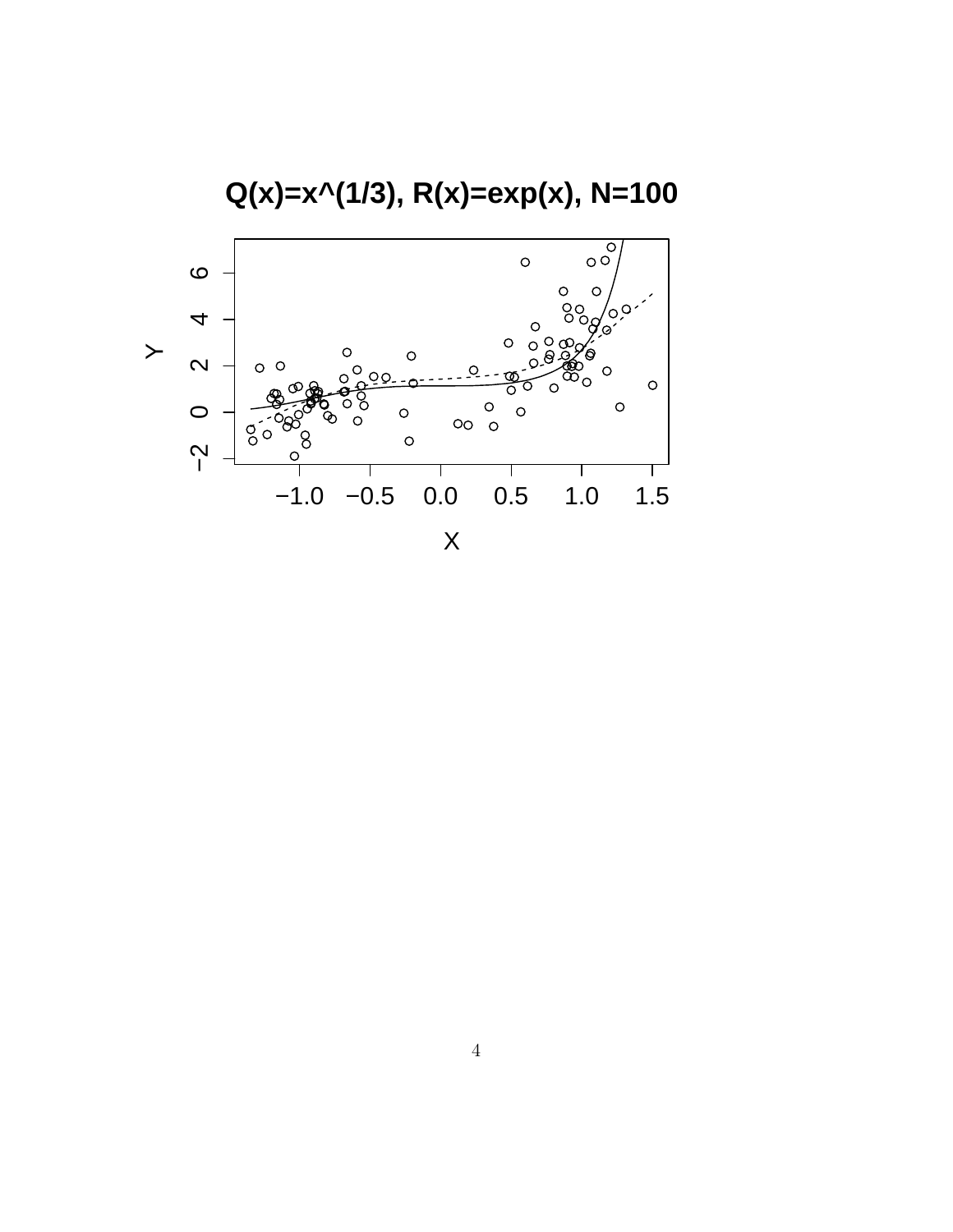**Q(x)=x^(1/3), R(x)=exp(x), N=100**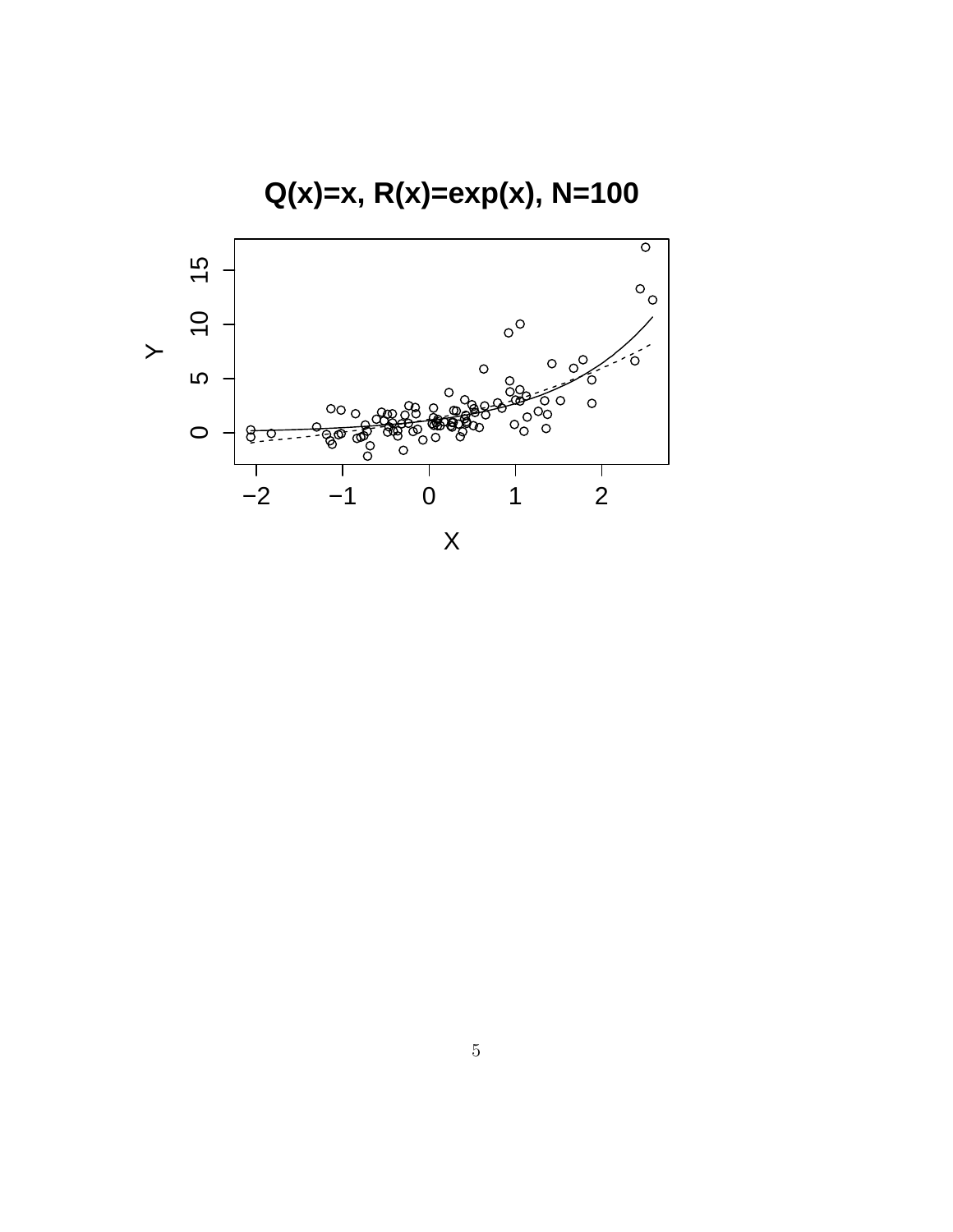**Q(x)=x, R(x)=exp(x), N=100**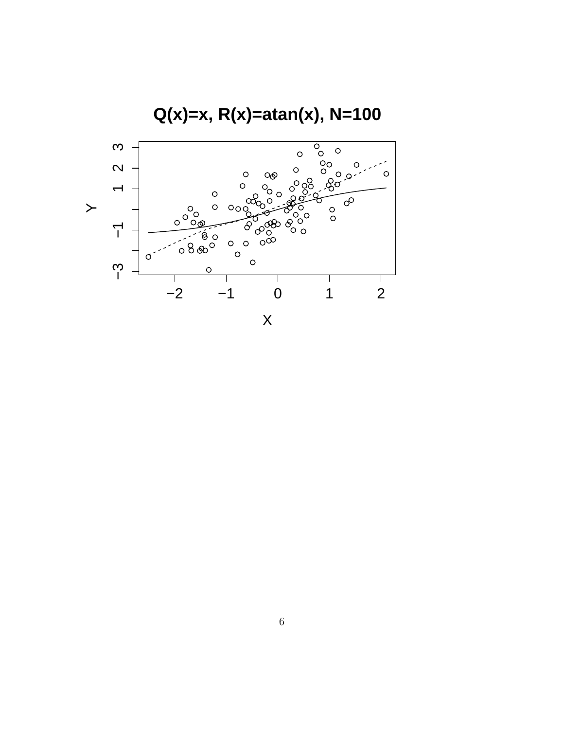**Q(x)=x, R(x)=atan(x), N=100**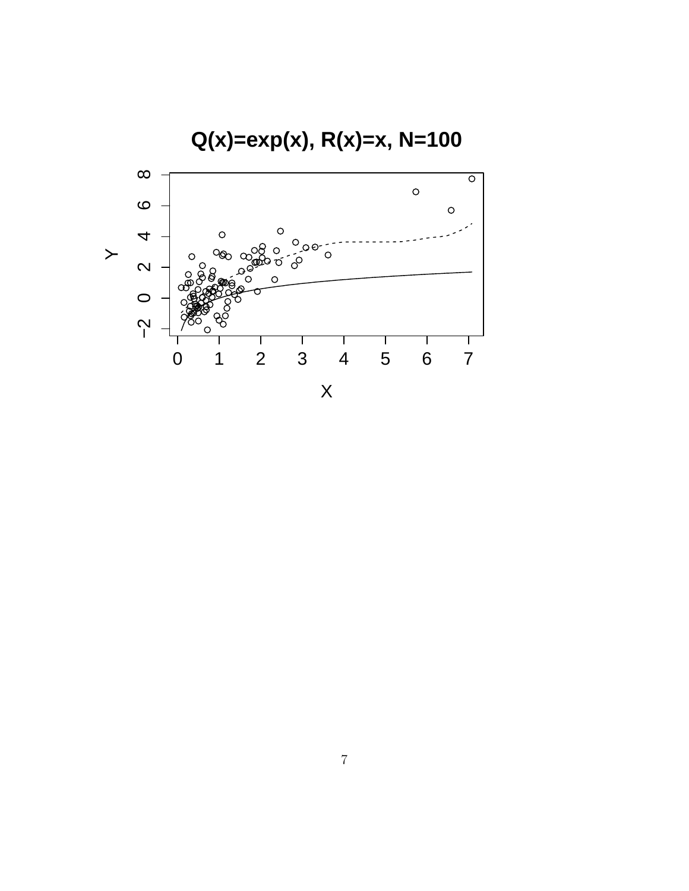**Q(x)=exp(x), R(x)=x, N=100**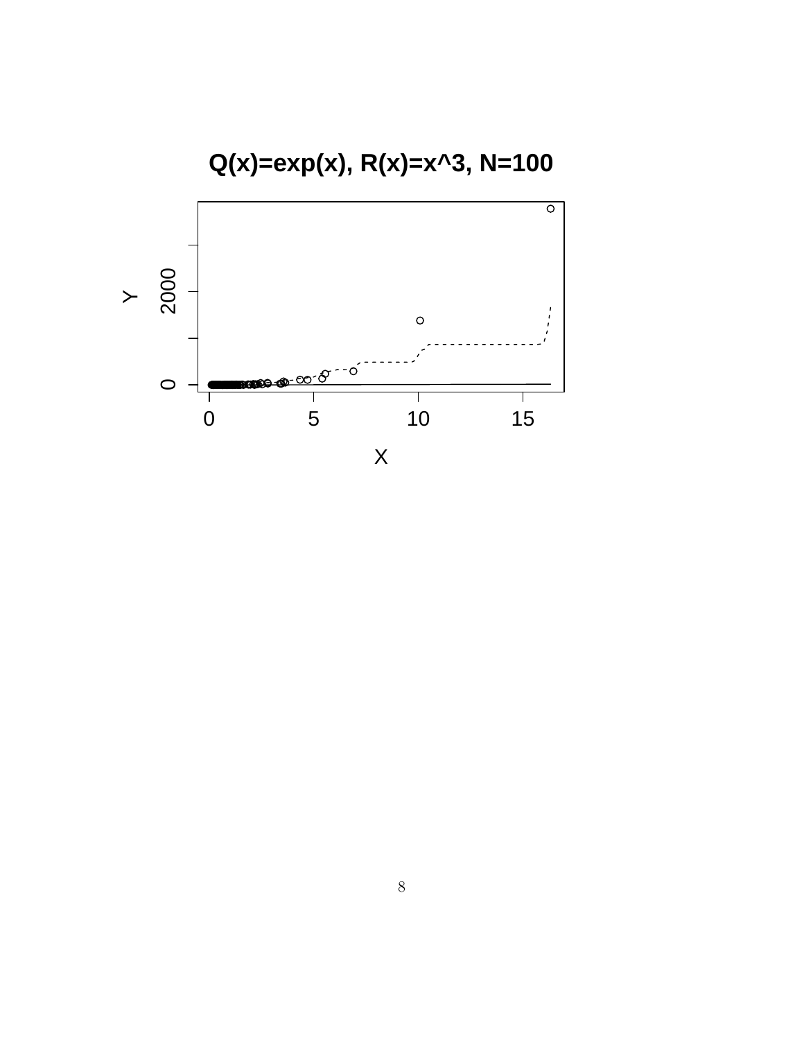Q(x)=exp(x), R(x)=x^3, N=100

Y

0
2000

0
5
10
15

X